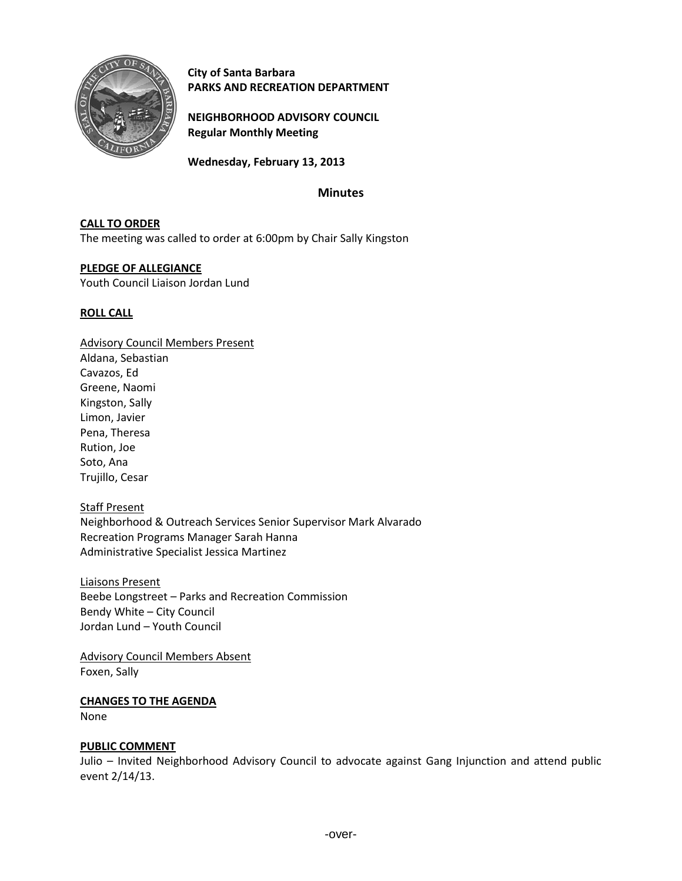**City of Santa Barbara**
**PARKS AND RECREATION DEPARTMENT**

**NEIGHBORHOOD ADVISORY COUNCIL**
**Regular Monthly Meeting**

**Wednesday, February 13, 2013**

## Minutes

**CALL TO ORDER**

The meeting was called to order at 6:00pm by Chair Sally Kingston

**PLEDGE OF ALLEGIANCE**

Youth Council Liaison Jordan Lund

**ROLL CALL**

Advisory Council Members Present

Aldana, Sebastian
Cavazos, Ed
Greene, Naomi
Kingston, Sally
Limon, Javier
Pena, Theresa
Rution, Joe
Soto, Ana
Trujillo, Cesar

Staff Present

Neighborhood & Outreach Services Senior Supervisor Mark Alvarado
Recreation Programs Manager Sarah Hanna
Administrative Specialist Jessica Martinez

Liaisons Present

Beebe Longstreet – Parks and Recreation Commission
Bendy White – City Council
Jordan Lund – Youth Council

Advisory Council Members Absent

Foxen, Sally

**CHANGES TO THE AGENDA**

None

**PUBLIC COMMENT**

Julio – Invited Neighborhood Advisory Council to advocate against Gang Injunction and attend public event 2/14/13.

-over-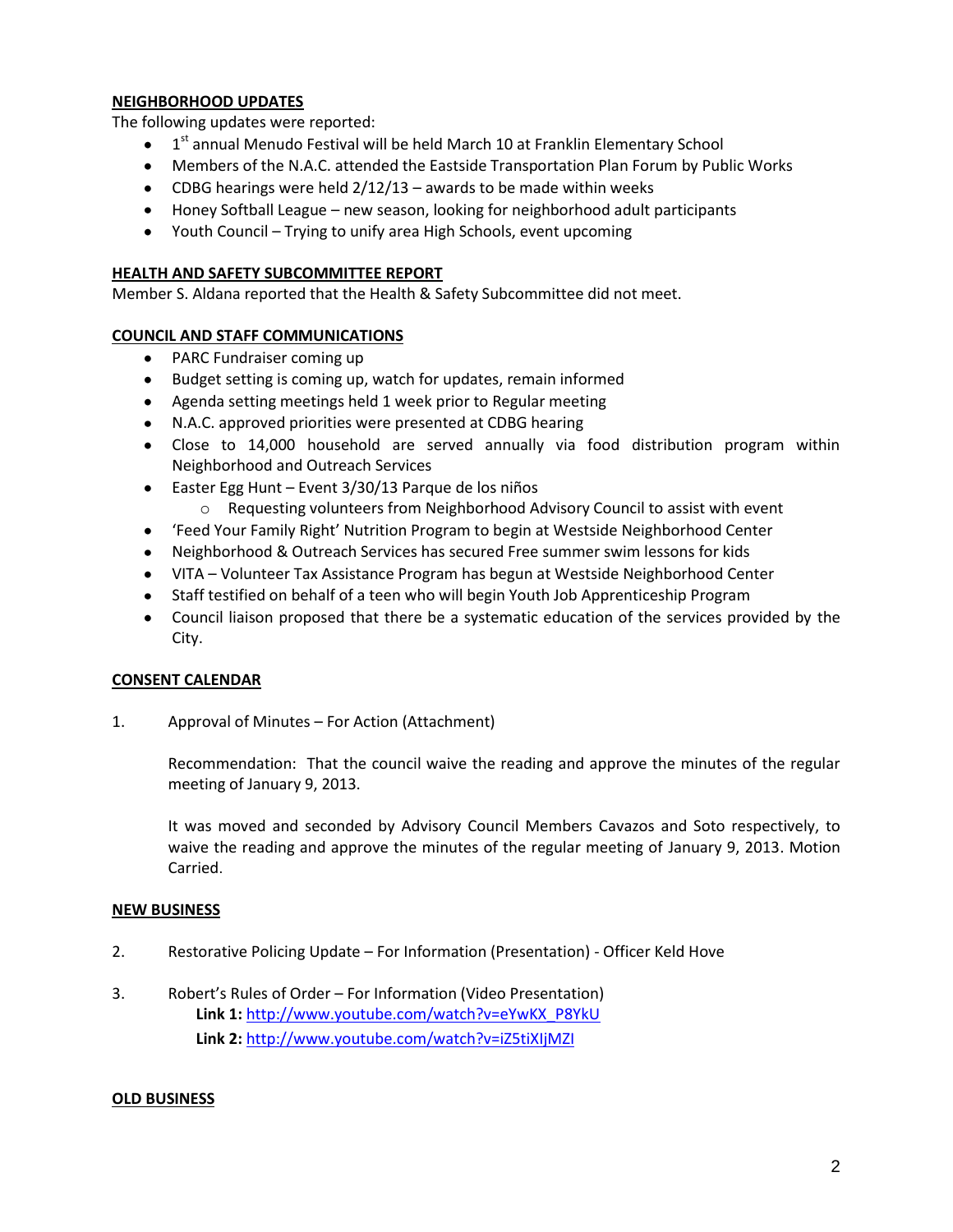**NEIGHBORHOOD UPDATES**

The following updates were reported:

- 1st annual Menudo Festival will be held March 10 at Franklin Elementary School
- Members of the N.A.C. attended the Eastside Transportation Plan Forum by Public Works
- CDBG hearings were held 2/12/13 – awards to be made within weeks
- Honey Softball League – new season, looking for neighborhood adult participants
- Youth Council – Trying to unify area High Schools, event upcoming

**HEALTH AND SAFETY SUBCOMMITTEE REPORT**

Member S. Aldana reported that the Health & Safety Subcommittee did not meet.

**COUNCIL AND STAFF COMMUNICATIONS**

- PARC Fundraiser coming up
- Budget setting is coming up, watch for updates, remain informed
- Agenda setting meetings held 1 week prior to Regular meeting
- N.A.C. approved priorities were presented at CDBG hearing
- Close to 14,000 household are served annually via food distribution program within Neighborhood and Outreach Services
- Easter Egg Hunt – Event 3/30/13 Parque de los niños
  - Requesting volunteers from Neighborhood Advisory Council to assist with event
- 'Feed Your Family Right' Nutrition Program to begin at Westside Neighborhood Center
- Neighborhood & Outreach Services has secured Free summer swim lessons for kids
- VITA – Volunteer Tax Assistance Program has begun at Westside Neighborhood Center
- Staff testified on behalf of a teen who will begin Youth Job Apprenticeship Program
- Council liaison proposed that there be a systematic education of the services provided by the City.

**CONSENT CALENDAR**

1. Approval of Minutes – For Action (Attachment)

   Recommendation: That the council waive the reading and approve the minutes of the regular meeting of January 9, 2013.

   It was moved and seconded by Advisory Council Members Cavazos and Soto respectively, to waive the reading and approve the minutes of the regular meeting of January 9, 2013. Motion Carried.

**NEW BUSINESS**

2. Restorative Policing Update – For Information (Presentation) - Officer Keld Hove

3. Robert's Rules of Order – For Information (Video Presentation)
   **Link 1:** http://www.youtube.com/watch?v=eYwKX_P8YkU
   **Link 2:** http://www.youtube.com/watch?v=iZ5tiXIjMZI

**OLD BUSINESS**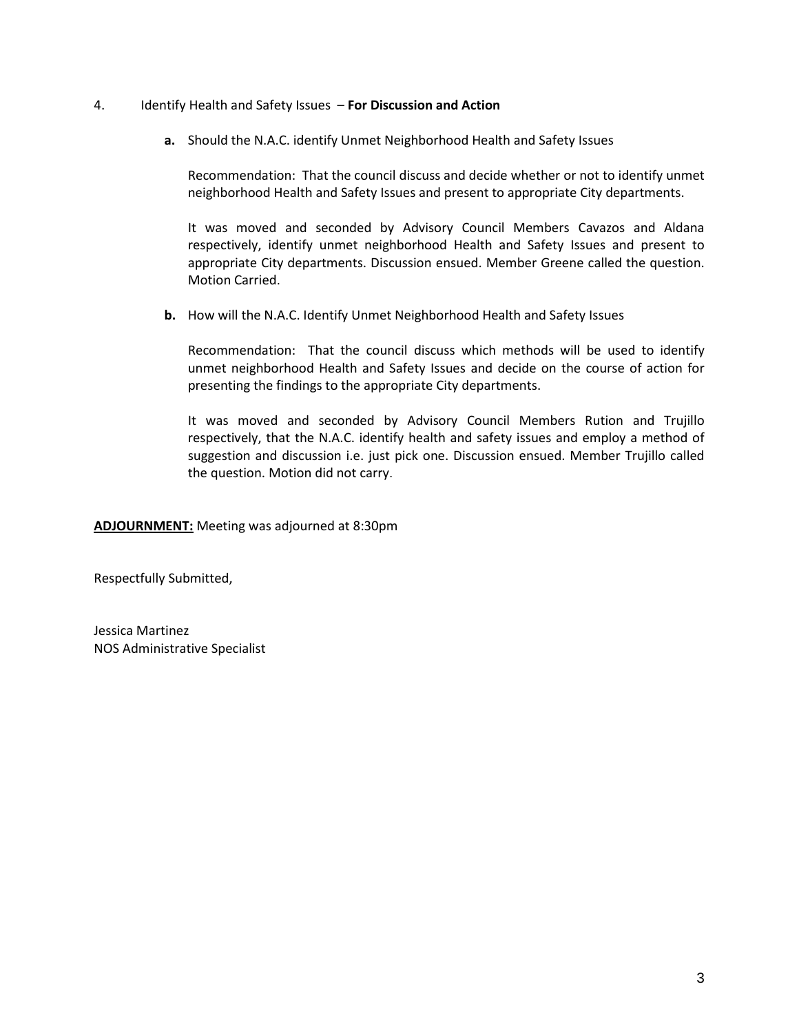4. Identify Health and Safety Issues – **For Discussion and Action**

   **a.** Should the N.A.C. identify Unmet Neighborhood Health and Safety Issues

   Recommendation: That the council discuss and decide whether or not to identify unmet neighborhood Health and Safety Issues and present to appropriate City departments.

   It was moved and seconded by Advisory Council Members Cavazos and Aldana respectively, identify unmet neighborhood Health and Safety Issues and present to appropriate City departments. Discussion ensued. Member Greene called the question. Motion Carried.

   **b.** How will the N.A.C. Identify Unmet Neighborhood Health and Safety Issues

   Recommendation: That the council discuss which methods will be used to identify unmet neighborhood Health and Safety Issues and decide on the course of action for presenting the findings to the appropriate City departments.

   It was moved and seconded by Advisory Council Members Rution and Trujillo respectively, that the N.A.C. identify health and safety issues and employ a method of suggestion and discussion i.e. just pick one. Discussion ensued. Member Trujillo called the question. Motion did not carry.

**ADJOURNMENT:** Meeting was adjourned at 8:30pm

Respectfully Submitted,

Jessica Martinez
NOS Administrative Specialist